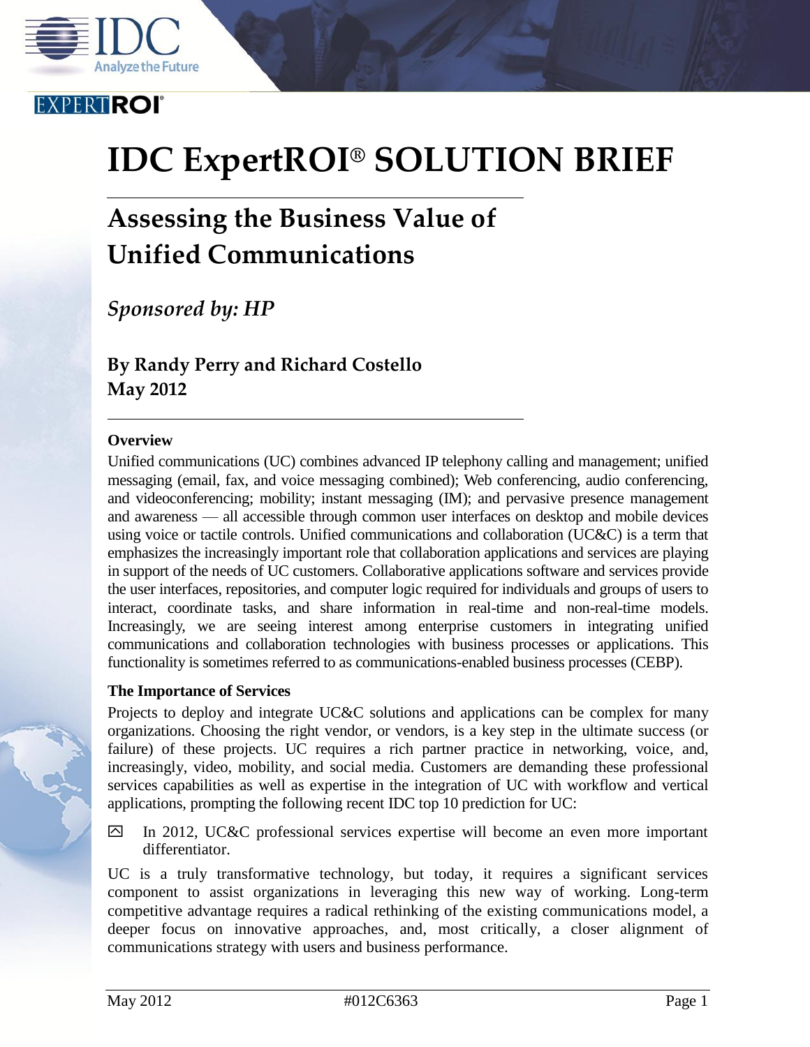EXPERTROI®

# IDC ExpertROI® SOLUTION BRIEF

## Assessing the Business Value of Unified Communications

*Sponsored by: HP*

**By Randy Perry and Richard Costello**
**May 2012**

### Overview

Unified communications (UC) combines advanced IP telephony calling and management; unified messaging (email, fax, and voice messaging combined); Web conferencing, audio conferencing, and videoconferencing; mobility; instant messaging (IM); and pervasive presence management and awareness — all accessible through common user interfaces on desktop and mobile devices using voice or tactile controls. Unified communications and collaboration (UC&C) is a term that emphasizes the increasingly important role that collaboration applications and services are playing in support of the needs of UC customers. Collaborative applications software and services provide the user interfaces, repositories, and computer logic required for individuals and groups of users to interact, coordinate tasks, and share information in real-time and non-real-time models. Increasingly, we are seeing interest among enterprise customers in integrating unified communications and collaboration technologies with business processes or applications. This functionality is sometimes referred to as communications-enabled business processes (CEBP).

### The Importance of Services

Projects to deploy and integrate UC&C solutions and applications can be complex for many organizations. Choosing the right vendor, or vendors, is a key step in the ultimate success (or failure) of these projects. UC requires a rich partner practice in networking, voice, and, increasingly, video, mobility, and social media. Customers are demanding these professional services capabilities as well as expertise in the integration of UC with workflow and vertical applications, prompting the following recent IDC top 10 prediction for UC:

- In 2012, UC&C professional services expertise will become an even more important differentiator.

UC is a truly transformative technology, but today, it requires a significant services component to assist organizations in leveraging this new way of working. Long-term competitive advantage requires a radical rethinking of the existing communications model, a deeper focus on innovative approaches, and, most critically, a closer alignment of communications strategy with users and business performance.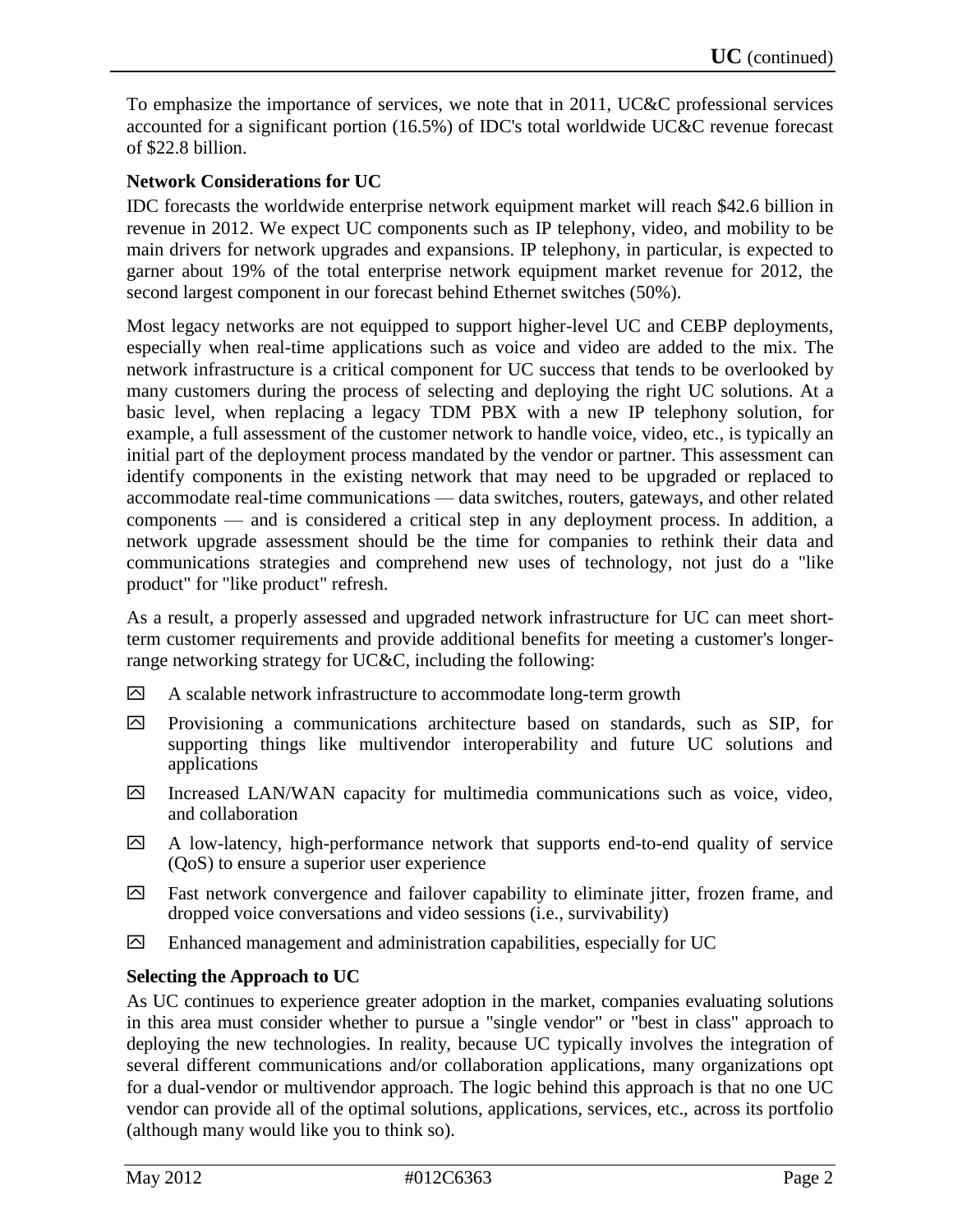To emphasize the importance of services, we note that in 2011, UC&C professional services accounted for a significant portion (16.5%) of IDC's total worldwide UC&C revenue forecast of $22.8 billion.

**Network Considerations for UC**

IDC forecasts the worldwide enterprise network equipment market will reach $42.6 billion in revenue in 2012. We expect UC components such as IP telephony, video, and mobility to be main drivers for network upgrades and expansions. IP telephony, in particular, is expected to garner about 19% of the total enterprise network equipment market revenue for 2012, the second largest component in our forecast behind Ethernet switches (50%).

Most legacy networks are not equipped to support higher-level UC and CEBP deployments, especially when real-time applications such as voice and video are added to the mix. The network infrastructure is a critical component for UC success that tends to be overlooked by many customers during the process of selecting and deploying the right UC solutions. At a basic level, when replacing a legacy TDM PBX with a new IP telephony solution, for example, a full assessment of the customer network to handle voice, video, etc., is typically an initial part of the deployment process mandated by the vendor or partner. This assessment can identify components in the existing network that may need to be upgraded or replaced to accommodate real-time communications — data switches, routers, gateways, and other related components — and is considered a critical step in any deployment process. In addition, a network upgrade assessment should be the time for companies to rethink their data and communications strategies and comprehend new uses of technology, not just do a "like product" for "like product" refresh.

As a result, a properly assessed and upgraded network infrastructure for UC can meet short-term customer requirements and provide additional benefits for meeting a customer's longer-range networking strategy for UC&C, including the following:

- A scalable network infrastructure to accommodate long-term growth
- Provisioning a communications architecture based on standards, such as SIP, for supporting things like multivendor interoperability and future UC solutions and applications
- Increased LAN/WAN capacity for multimedia communications such as voice, video, and collaboration
- A low-latency, high-performance network that supports end-to-end quality of service (QoS) to ensure a superior user experience
- Fast network convergence and failover capability to eliminate jitter, frozen frame, and dropped voice conversations and video sessions (i.e., survivability)
- Enhanced management and administration capabilities, especially for UC

**Selecting the Approach to UC**

As UC continues to experience greater adoption in the market, companies evaluating solutions in this area must consider whether to pursue a "single vendor" or "best in class" approach to deploying the new technologies. In reality, because UC typically involves the integration of several different communications and/or collaboration applications, many organizations opt for a dual-vendor or multivendor approach. The logic behind this approach is that no one UC vendor can provide all of the optimal solutions, applications, services, etc., across its portfolio (although many would like you to think so).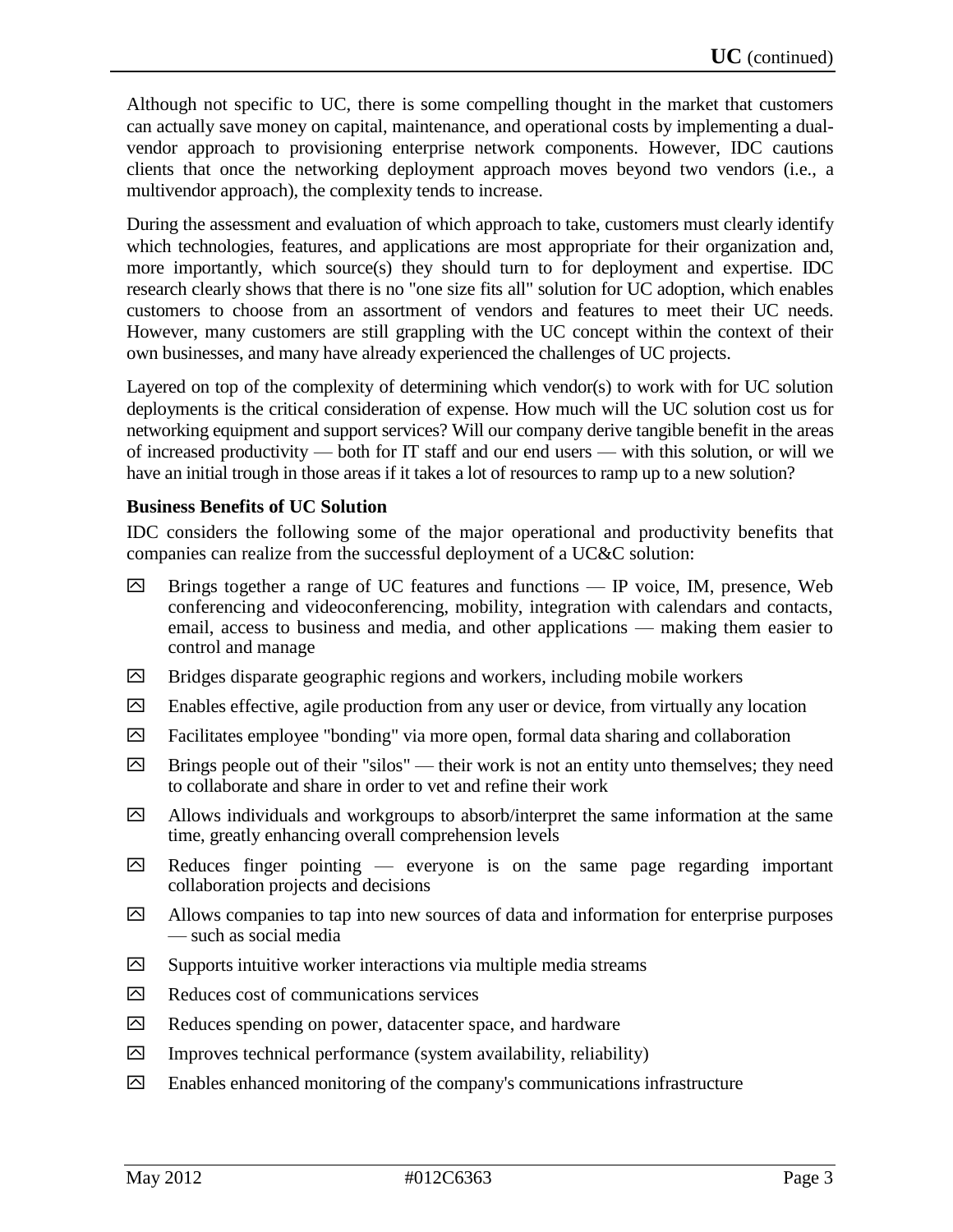Although not specific to UC, there is some compelling thought in the market that customers can actually save money on capital, maintenance, and operational costs by implementing a dual-vendor approach to provisioning enterprise network components. However, IDC cautions clients that once the networking deployment approach moves beyond two vendors (i.e., a multivendor approach), the complexity tends to increase.

During the assessment and evaluation of which approach to take, customers must clearly identify which technologies, features, and applications are most appropriate for their organization and, more importantly, which source(s) they should turn to for deployment and expertise. IDC research clearly shows that there is no "one size fits all" solution for UC adoption, which enables customers to choose from an assortment of vendors and features to meet their UC needs. However, many customers are still grappling with the UC concept within the context of their own businesses, and many have already experienced the challenges of UC projects.

Layered on top of the complexity of determining which vendor(s) to work with for UC solution deployments is the critical consideration of expense. How much will the UC solution cost us for networking equipment and support services? Will our company derive tangible benefit in the areas of increased productivity — both for IT staff and our end users — with this solution, or will we have an initial trough in those areas if it takes a lot of resources to ramp up to a new solution?

**Business Benefits of UC Solution**

IDC considers the following some of the major operational and productivity benefits that companies can realize from the successful deployment of a UC&C solution:

- Brings together a range of UC features and functions — IP voice, IM, presence, Web conferencing and videoconferencing, mobility, integration with calendars and contacts, email, access to business and media, and other applications — making them easier to control and manage
- Bridges disparate geographic regions and workers, including mobile workers
- Enables effective, agile production from any user or device, from virtually any location
- Facilitates employee "bonding" via more open, formal data sharing and collaboration
- Brings people out of their "silos" — their work is not an entity unto themselves; they need to collaborate and share in order to vet and refine their work
- Allows individuals and workgroups to absorb/interpret the same information at the same time, greatly enhancing overall comprehension levels
- Reduces finger pointing — everyone is on the same page regarding important collaboration projects and decisions
- Allows companies to tap into new sources of data and information for enterprise purposes — such as social media
- Supports intuitive worker interactions via multiple media streams
- Reduces cost of communications services
- Reduces spending on power, datacenter space, and hardware
- Improves technical performance (system availability, reliability)
- Enables enhanced monitoring of the company's communications infrastructure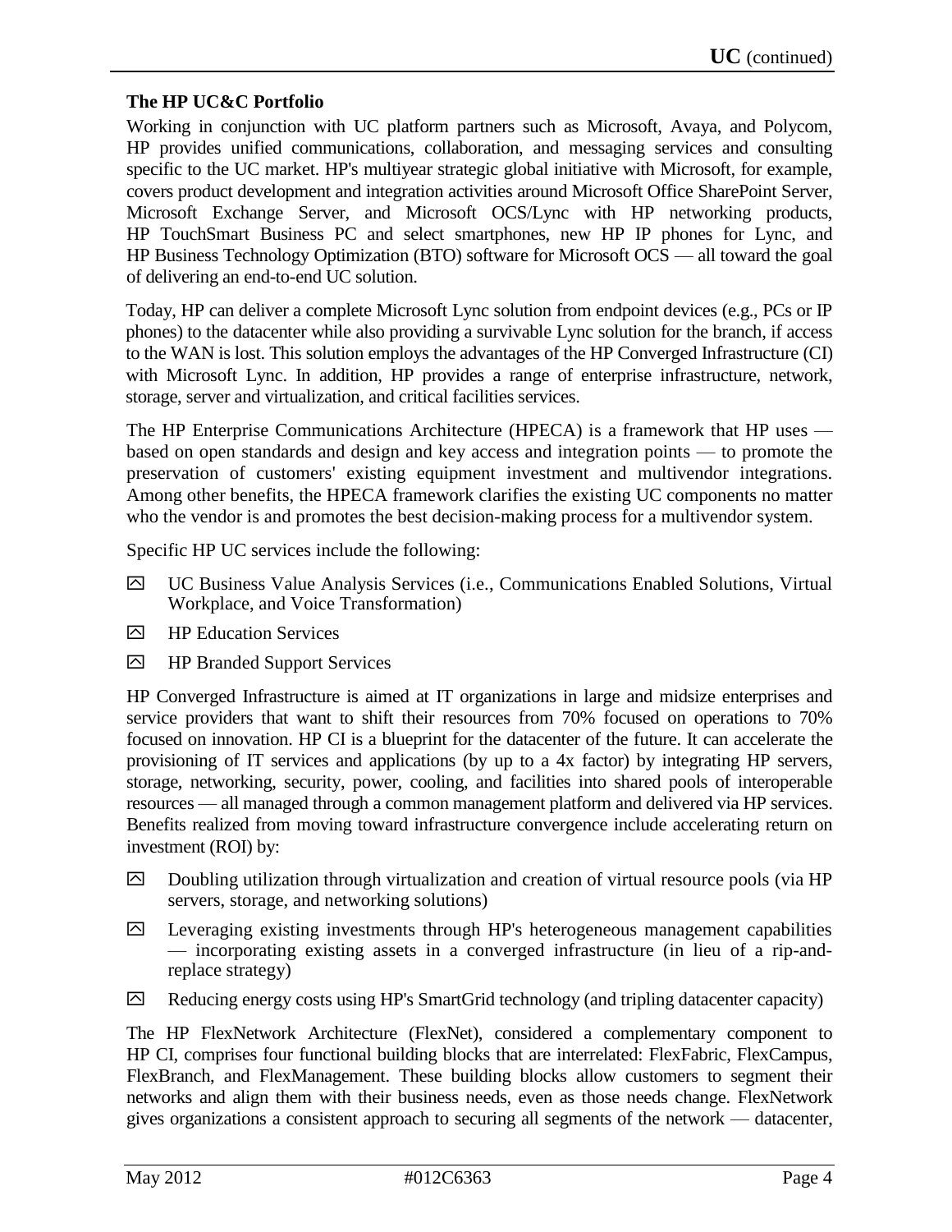### The HP UC&C Portfolio

Working in conjunction with UC platform partners such as Microsoft, Avaya, and Polycom, HP provides unified communications, collaboration, and messaging services and consulting specific to the UC market. HP's multiyear strategic global initiative with Microsoft, for example, covers product development and integration activities around Microsoft Office SharePoint Server, Microsoft Exchange Server, and Microsoft OCS/Lync with HP networking products, HP TouchSmart Business PC and select smartphones, new HP IP phones for Lync, and HP Business Technology Optimization (BTO) software for Microsoft OCS — all toward the goal of delivering an end-to-end UC solution.

Today, HP can deliver a complete Microsoft Lync solution from endpoint devices (e.g., PCs or IP phones) to the datacenter while also providing a survivable Lync solution for the branch, if access to the WAN is lost. This solution employs the advantages of the HP Converged Infrastructure (CI) with Microsoft Lync. In addition, HP provides a range of enterprise infrastructure, network, storage, server and virtualization, and critical facilities services.

The HP Enterprise Communications Architecture (HPECA) is a framework that HP uses — based on open standards and design and key access and integration points — to promote the preservation of customers' existing equipment investment and multivendor integrations. Among other benefits, the HPECA framework clarifies the existing UC components no matter who the vendor is and promotes the best decision-making process for a multivendor system.

Specific HP UC services include the following:

- UC Business Value Analysis Services (i.e., Communications Enabled Solutions, Virtual Workplace, and Voice Transformation)
- HP Education Services
- HP Branded Support Services

HP Converged Infrastructure is aimed at IT organizations in large and midsize enterprises and service providers that want to shift their resources from 70% focused on operations to 70% focused on innovation. HP CI is a blueprint for the datacenter of the future. It can accelerate the provisioning of IT services and applications (by up to a 4x factor) by integrating HP servers, storage, networking, security, power, cooling, and facilities into shared pools of interoperable resources — all managed through a common management platform and delivered via HP services. Benefits realized from moving toward infrastructure convergence include accelerating return on investment (ROI) by:

- Doubling utilization through virtualization and creation of virtual resource pools (via HP servers, storage, and networking solutions)
- Leveraging existing investments through HP's heterogeneous management capabilities — incorporating existing assets in a converged infrastructure (in lieu of a rip-and-replace strategy)
- Reducing energy costs using HP's SmartGrid technology (and tripling datacenter capacity)

The HP FlexNetwork Architecture (FlexNet), considered a complementary component to HP CI, comprises four functional building blocks that are interrelated: FlexFabric, FlexCampus, FlexBranch, and FlexManagement. These building blocks allow customers to segment their networks and align them with their business needs, even as those needs change. FlexNetwork gives organizations a consistent approach to securing all segments of the network — datacenter,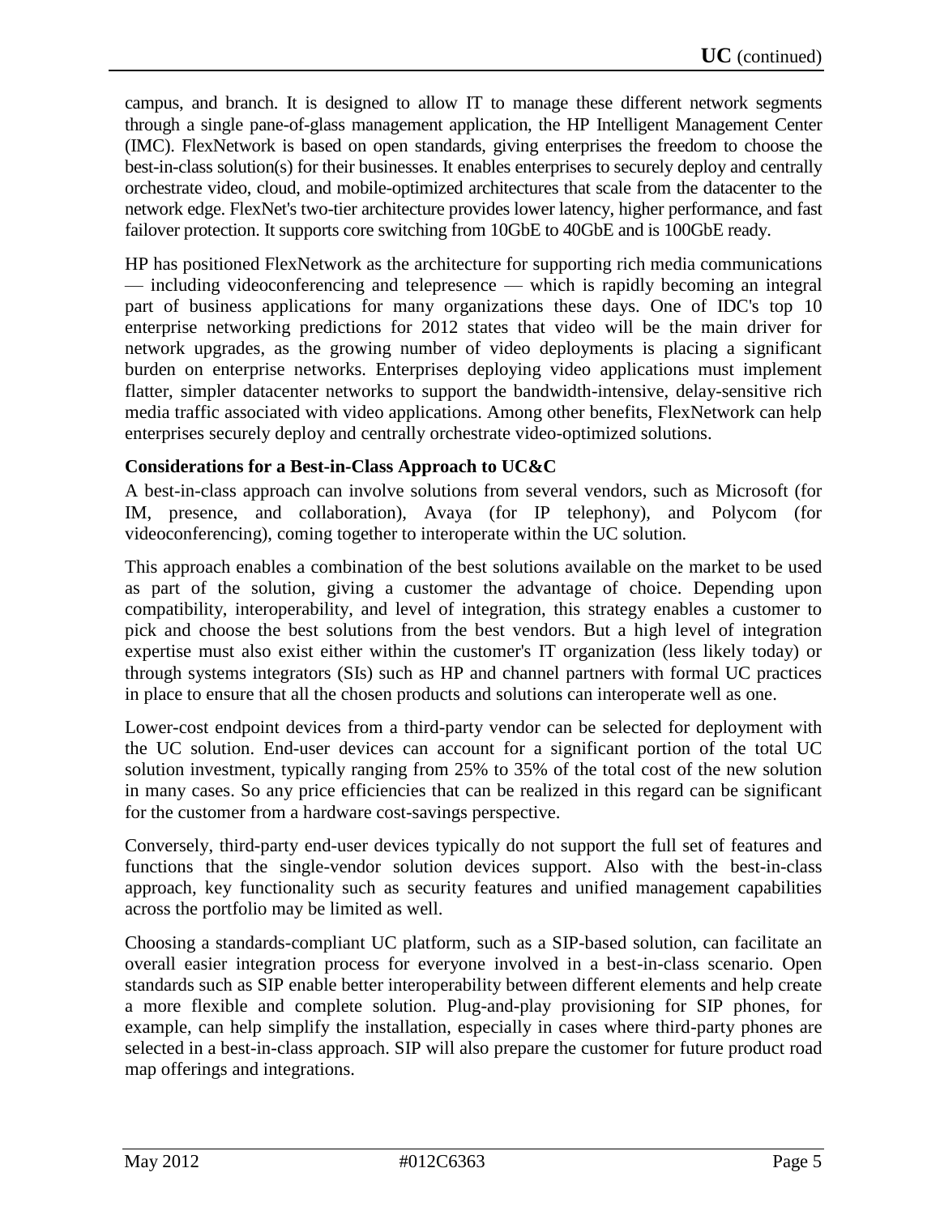campus, and branch. It is designed to allow IT to manage these different network segments through a single pane-of-glass management application, the HP Intelligent Management Center (IMC). FlexNetwork is based on open standards, giving enterprises the freedom to choose the best-in-class solution(s) for their businesses. It enables enterprises to securely deploy and centrally orchestrate video, cloud, and mobile-optimized architectures that scale from the datacenter to the network edge. FlexNet's two-tier architecture provides lower latency, higher performance, and fast failover protection. It supports core switching from 10GbE to 40GbE and is 100GbE ready.

HP has positioned FlexNetwork as the architecture for supporting rich media communications — including videoconferencing and telepresence — which is rapidly becoming an integral part of business applications for many organizations these days. One of IDC's top 10 enterprise networking predictions for 2012 states that video will be the main driver for network upgrades, as the growing number of video deployments is placing a significant burden on enterprise networks. Enterprises deploying video applications must implement flatter, simpler datacenter networks to support the bandwidth-intensive, delay-sensitive rich media traffic associated with video applications. Among other benefits, FlexNetwork can help enterprises securely deploy and centrally orchestrate video-optimized solutions.

### Considerations for a Best-in-Class Approach to UC&C

A best-in-class approach can involve solutions from several vendors, such as Microsoft (for IM, presence, and collaboration), Avaya (for IP telephony), and Polycom (for videoconferencing), coming together to interoperate within the UC solution.

This approach enables a combination of the best solutions available on the market to be used as part of the solution, giving a customer the advantage of choice. Depending upon compatibility, interoperability, and level of integration, this strategy enables a customer to pick and choose the best solutions from the best vendors. But a high level of integration expertise must also exist either within the customer's IT organization (less likely today) or through systems integrators (SIs) such as HP and channel partners with formal UC practices in place to ensure that all the chosen products and solutions can interoperate well as one.

Lower-cost endpoint devices from a third-party vendor can be selected for deployment with the UC solution. End-user devices can account for a significant portion of the total UC solution investment, typically ranging from 25% to 35% of the total cost of the new solution in many cases. So any price efficiencies that can be realized in this regard can be significant for the customer from a hardware cost-savings perspective.

Conversely, third-party end-user devices typically do not support the full set of features and functions that the single-vendor solution devices support. Also with the best-in-class approach, key functionality such as security features and unified management capabilities across the portfolio may be limited as well.

Choosing a standards-compliant UC platform, such as a SIP-based solution, can facilitate an overall easier integration process for everyone involved in a best-in-class scenario. Open standards such as SIP enable better interoperability between different elements and help create a more flexible and complete solution. Plug-and-play provisioning for SIP phones, for example, can help simplify the installation, especially in cases where third-party phones are selected in a best-in-class approach. SIP will also prepare the customer for future product road map offerings and integrations.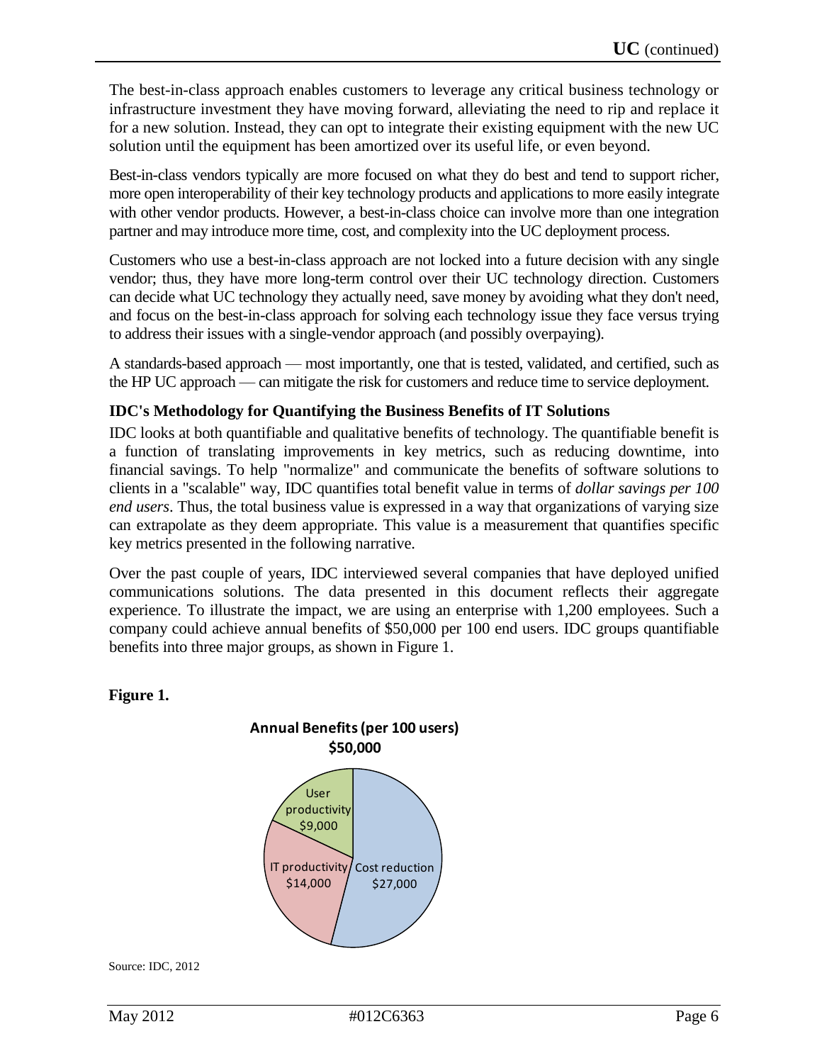The best-in-class approach enables customers to leverage any critical business technology or infrastructure investment they have moving forward, alleviating the need to rip and replace it for a new solution. Instead, they can opt to integrate their existing equipment with the new UC solution until the equipment has been amortized over its useful life, or even beyond.

Best-in-class vendors typically are more focused on what they do best and tend to support richer, more open interoperability of their key technology products and applications to more easily integrate with other vendor products. However, a best-in-class choice can involve more than one integration partner and may introduce more time, cost, and complexity into the UC deployment process.

Customers who use a best-in-class approach are not locked into a future decision with any single vendor; thus, they have more long-term control over their UC technology direction. Customers can decide what UC technology they actually need, save money by avoiding what they don't need, and focus on the best-in-class approach for solving each technology issue they face versus trying to address their issues with a single-vendor approach (and possibly overpaying).

A standards-based approach — most importantly, one that is tested, validated, and certified, such as the HP UC approach — can mitigate the risk for customers and reduce time to service deployment.

### IDC's Methodology for Quantifying the Business Benefits of IT Solutions

IDC looks at both quantifiable and qualitative benefits of technology. The quantifiable benefit is a function of translating improvements in key metrics, such as reducing downtime, into financial savings. To help "normalize" and communicate the benefits of software solutions to clients in a "scalable" way, IDC quantifies total benefit value in terms of *dollar savings per 100 end users*. Thus, the total business value is expressed in a way that organizations of varying size can extrapolate as they deem appropriate. This value is a measurement that quantifies specific key metrics presented in the following narrative.

Over the past couple of years, IDC interviewed several companies that have deployed unified communications solutions. The data presented in this document reflects their aggregate experience. To illustrate the impact, we are using an enterprise with 1,200 employees. Such a company could achieve annual benefits of $50,000 per 100 end users. IDC groups quantifiable benefits into three major groups, as shown in Figure 1.

**Figure 1.**

**Annual Benefits (per 100 users)**
**$50,000**

- Cost reduction: $27,000
- IT productivity: $14,000
- User productivity: $9,000

Source: IDC, 2012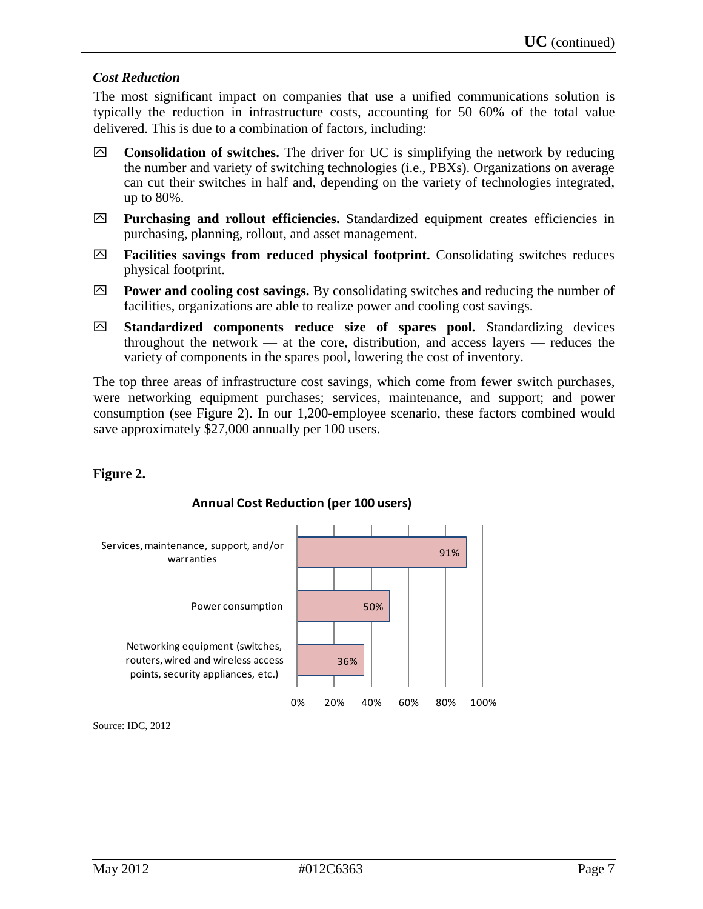*Cost Reduction*

The most significant impact on companies that use a unified communications solution is typically the reduction in infrastructure costs, accounting for 50–60% of the total value delivered. This is due to a combination of factors, including:

- **Consolidation of switches.** The driver for UC is simplifying the network by reducing the number and variety of switching technologies (i.e., PBXs). Organizations on average can cut their switches in half and, depending on the variety of technologies integrated, up to 80%.
- **Purchasing and rollout efficiencies.** Standardized equipment creates efficiencies in purchasing, planning, rollout, and asset management.
- **Facilities savings from reduced physical footprint.** Consolidating switches reduces physical footprint.
- **Power and cooling cost savings.** By consolidating switches and reducing the number of facilities, organizations are able to realize power and cooling cost savings.
- **Standardized components reduce size of spares pool.** Standardizing devices throughout the network — at the core, distribution, and access layers — reduces the variety of components in the spares pool, lowering the cost of inventory.

The top three areas of infrastructure cost savings, which come from fewer switch purchases, were networking equipment purchases; services, maintenance, and support; and power consumption (see Figure 2). In our 1,200-employee scenario, these factors combined would save approximately $27,000 annually per 100 users.

**Figure 2.**

**Annual Cost Reduction (per 100 users)**

| Category | Annual Cost Reduction |
|---|---|
| Services, maintenance, support, and/or warranties | 91% |
| Power consumption | 50% |
| Networking equipment (switches, routers, wired and wireless access points, security appliances, etc.) | 36% |

Source: IDC, 2012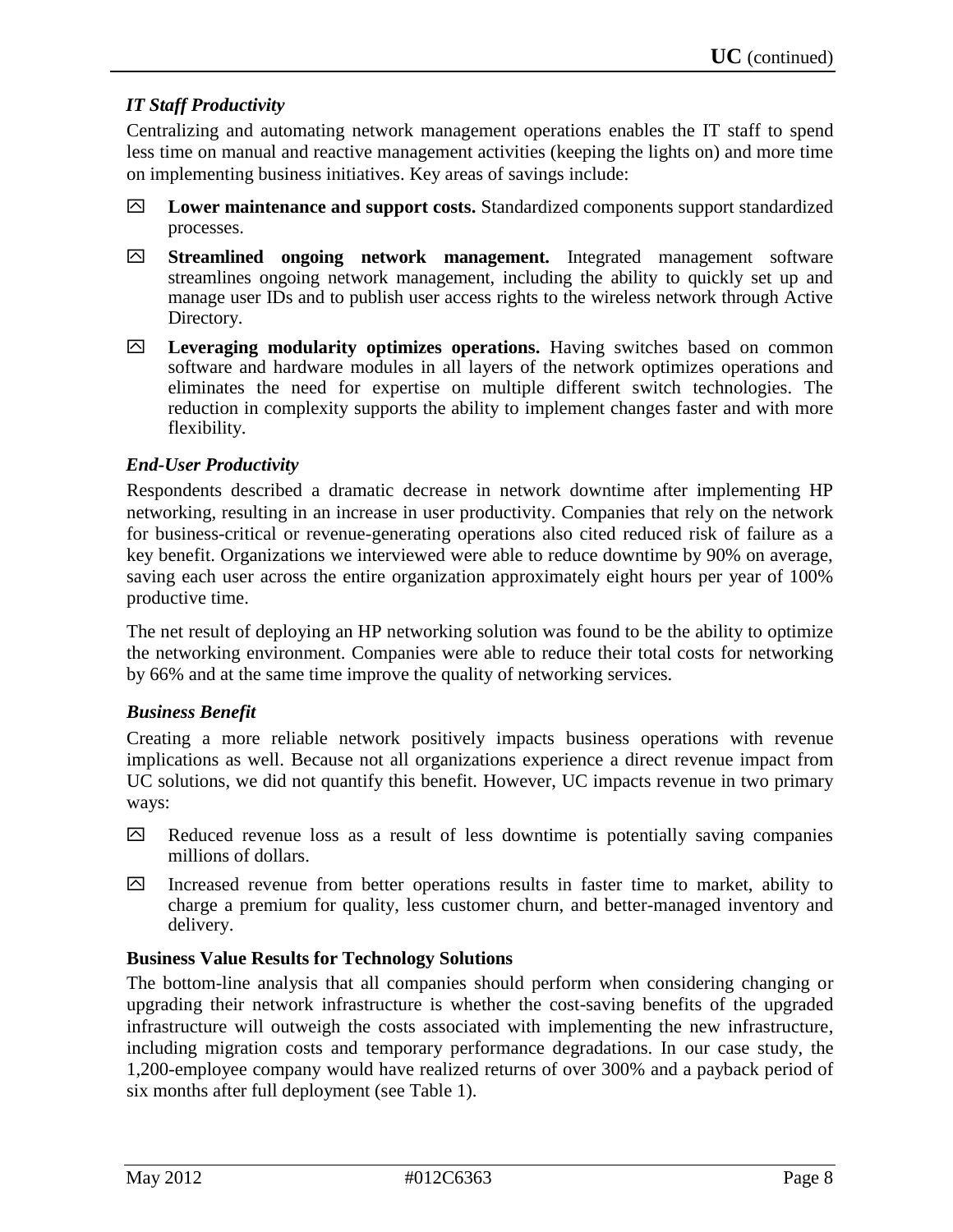### *IT Staff Productivity*

Centralizing and automating network management operations enables the IT staff to spend less time on manual and reactive management activities (keeping the lights on) and more time on implementing business initiatives. Key areas of savings include:

- **Lower maintenance and support costs.** Standardized components support standardized processes.
- **Streamlined ongoing network management.** Integrated management software streamlines ongoing network management, including the ability to quickly set up and manage user IDs and to publish user access rights to the wireless network through Active Directory.
- **Leveraging modularity optimizes operations.** Having switches based on common software and hardware modules in all layers of the network optimizes operations and eliminates the need for expertise on multiple different switch technologies. The reduction in complexity supports the ability to implement changes faster and with more flexibility.

### *End-User Productivity*

Respondents described a dramatic decrease in network downtime after implementing HP networking, resulting in an increase in user productivity. Companies that rely on the network for business-critical or revenue-generating operations also cited reduced risk of failure as a key benefit. Organizations we interviewed were able to reduce downtime by 90% on average, saving each user across the entire organization approximately eight hours per year of 100% productive time.

The net result of deploying an HP networking solution was found to be the ability to optimize the networking environment. Companies were able to reduce their total costs for networking by 66% and at the same time improve the quality of networking services.

### *Business Benefit*

Creating a more reliable network positively impacts business operations with revenue implications as well. Because not all organizations experience a direct revenue impact from UC solutions, we did not quantify this benefit. However, UC impacts revenue in two primary ways:

- Reduced revenue loss as a result of less downtime is potentially saving companies millions of dollars.
- Increased revenue from better operations results in faster time to market, ability to charge a premium for quality, less customer churn, and better-managed inventory and delivery.

## Business Value Results for Technology Solutions

The bottom-line analysis that all companies should perform when considering changing or upgrading their network infrastructure is whether the cost-saving benefits of the upgraded infrastructure will outweigh the costs associated with implementing the new infrastructure, including migration costs and temporary performance degradations. In our case study, the 1,200-employee company would have realized returns of over 300% and a payback period of six months after full deployment (see Table 1).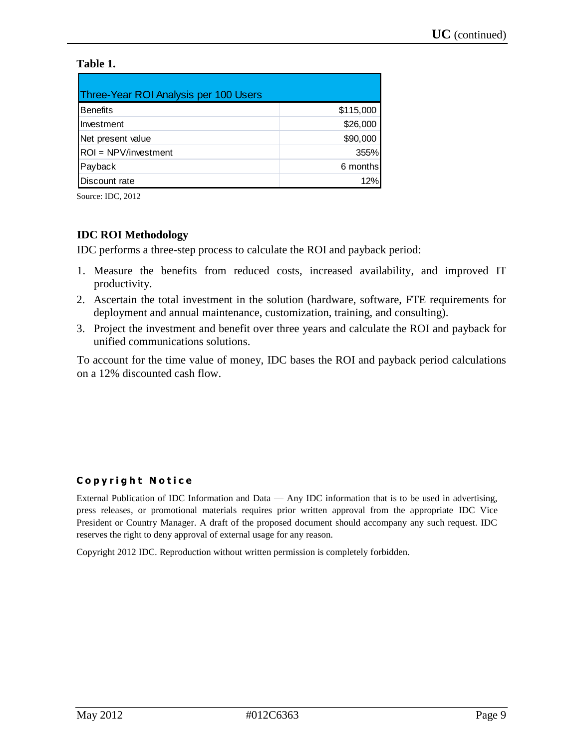**Table 1.**

| Three-Year ROI Analysis per 100 Users | |
|---|---|
| Benefits | $115,000 |
| Investment | $26,000 |
| Net present value | $90,000 |
| ROI = NPV/investment | 355% |
| Payback | 6 months |
| Discount rate | 12% |

Source: IDC, 2012

### IDC ROI Methodology

IDC performs a three-step process to calculate the ROI and payback period:

1. Measure the benefits from reduced costs, increased availability, and improved IT productivity.
2. Ascertain the total investment in the solution (hardware, software, FTE requirements for deployment and annual maintenance, customization, training, and consulting).
3. Project the investment and benefit over three years and calculate the ROI and payback for unified communications solutions.

To account for the time value of money, IDC bases the ROI and payback period calculations on a 12% discounted cash flow.

## Copyright Notice

External Publication of IDC Information and Data — Any IDC information that is to be used in advertising, press releases, or promotional materials requires prior written approval from the appropriate IDC Vice President or Country Manager. A draft of the proposed document should accompany any such request. IDC reserves the right to deny approval of external usage for any reason.

Copyright 2012 IDC. Reproduction without written permission is completely forbidden.